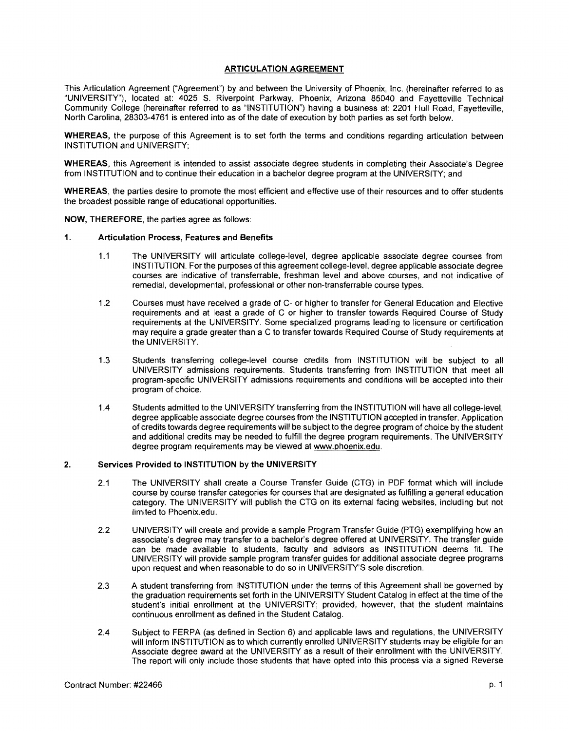# ARTICULATION AGREEMENT

This Articulation Agreement ("Agreement") by and between the University of Phoenix, Inc. (hereinafter referred to as "UNIVERSITY"), located at: 4025 S. Riverpoint Parkway, Phoenix, Arizona 85040 and Fayetteville Technical Community College (hereinafter referred to as "INSTITUTION") having a business at: 2201 Hull Road, Fayetteville, North Carolina, 28303-4761 is entered into as of the date of execution by both parties as set forth below.

**WHEREAS,** the purpose of this Agreement is to set forth the terms and conditions regarding articulation between INSTITUTION and UNIVERSITY;

**WHEREAS,** this Agreement is intended to assist associate degree students in completing their Associate's Degree from INSTITUTION and to continue their education in a bachelor degree program at the UNIVERSITY; and

**WHEREAS,** the parties desire to promote the most efficient and effective use of their resources and to offer students the broadest possible range of educational opportunities.

**NOW, THEREFORE,** the parties agree as follows:

## 1. Articulation Process, Features and Benefits

1.1 The UNIVERSITY will articulate college-level, degree applicable associate degree courses from INSTITUTION. For the purposes of this agreement college-level, degree applicable associate degree courses are indicative of transferrable, freshman level and above courses, and not indicative of remedial, developmental, professional or other non-transferrable course types.

1.2 Courses must have received a grade of C- or higher to transfer for General Education and Elective requirements and at least a grade of C or higher to transfer towards Required Course of Study requirements at the UNIVERSITY. Some specialized programs leading to licensure or certification may require a grade greater than a C to transfer towards Required Course of Study requirements at the UNIVERSITY.

1.3 Students transferring college-level course credits from INSTITUTION will be subject to all UNIVERSITY admissions requirements. Students transferring from INSTITUTION that meet all program-specific UNIVERSITY admissions requirements and conditions will be accepted into their program of choice.

1.4 Students admitted to the UNIVERSITY transferring from the INSTITUTION will have all college-level, degree applicable associate degree courses from the INSTITUTION accepted in transfer. Application of credits towards degree requirements will be subject to the degree program of choice by the student and additional credits may be needed to fulfill the degree program requirements. The UNIVERSITY degree program requirements may be viewed at www.phoenix.edu.

## 2. Services Provided to INSTITUTION by the UNIVERSITY

2.1 The UNIVERSITY shall create a Course Transfer Guide (CTG) in PDF format which will include course by course transfer categories for courses that are designated as fulfilling a general education category. The UNIVERSITY will publish the CTG on its external facing websites, including but not limited to Phoenix.edu.

2.2 UNIVERSITY will create and provide a sample Program Transfer Guide (PTG) exemplifying how an associate's degree may transfer to a bachelor's degree offered at UNIVERSITY. The transfer guide can be made available to students, faculty and advisors as INSTITUTION deems fit. The UNIVERSITY will provide sample program transfer guides for additional associate degree programs upon request and when reasonable to do so in UNIVERSITY'S sole discretion.

2.3 A student transferring from INSTITUTION under the terms of this Agreement shall be governed by the graduation requirements set forth in the UNIVERSITY Student Catalog in effect at the time of the student's initial enrollment at the UNIVERSITY; provided, however, that the student maintains continuous enrollment as defined in the Student Catalog.

2.4 Subject to FERPA (as defined in Section 6) and applicable laws and regulations, the UNIVERSITY will inform INSTITUTION as to which currently enrolled UNIVERSITY students may be eligible for an Associate degree award at the UNIVERSITY as a result of their enrollment with the UNIVERSITY. The report will only include those students that have opted into this process via a signed Reverse

Contract Number: #22466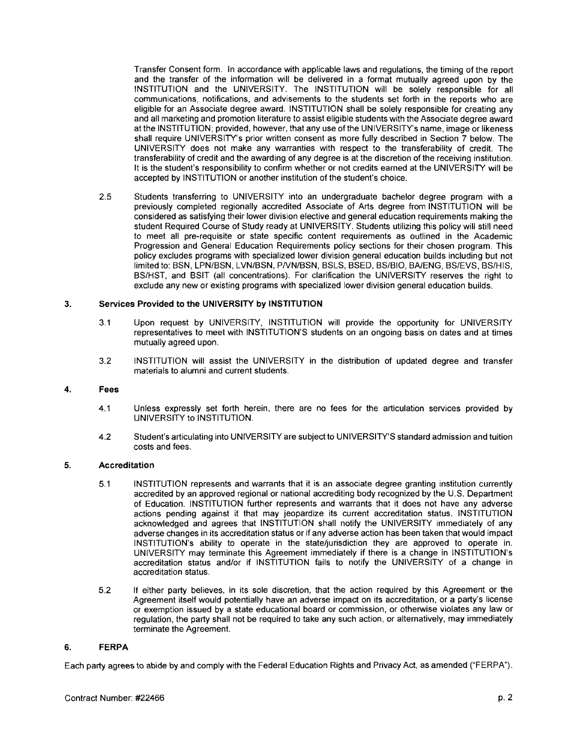Transfer Consent form. In accordance with applicable laws and regulations, the timing of the report and the transfer of the information will be delivered in a format mutually agreed upon by the INSTITUTION and the UNIVERSITY. The INSTITUTION will be solely responsible for all communications, notifications, and advisements to the students set forth in the reports who are eligible for an Associate degree award. INSTITUTION shall be solely responsible for creating any and all marketing and promotion literature to assist eligible students with the Associate degree award at the INSTITUTION; provided, however, that any use of the UNIVERSITY's name, image or likeness shall require UNIVERSITY's prior written consent as more fully described in Section 7 below. The UNIVERSITY does not make any warranties with respect to the transferability of credit. The transferability of credit and the awarding of any degree is at the discretion of the receiving institution. It is the student's responsibility to confirm whether or not credits earned at the UNIVERSITY will be accepted by INSTITUTION or another institution of the student's choice.

2.5 Students transferring to UNIVERSITY into an undergraduate bachelor degree program with a previously completed regionally accredited Associate of Arts degree from INSTITUTION will be considered as satisfying their lower division elective and general education requirements making the student Required Course of Study ready at UNIVERSITY. Students utilizing this policy will still need to meet all pre-requisite or state specific content requirements as outlined in the Academic Progression and General Education Requirements policy sections for their chosen program. This policy excludes programs with specialized lower division general education builds including but not limited to: BSN, LPN/BSN, LVN/BSN, P/VN/BSN, BSLS, BSED, BS/BIO, BA/ENG, BS/EVS, BS/HIS, BS/HST, and BSIT (all concentrations). For clarification the UNIVERSITY reserves the right to exclude any new or existing programs with specialized lower division general education builds.

## 3. Services Provided to the UNIVERSITY by INSTITUTION

3.1 Upon request by UNIVERSITY, INSTITUTION will provide the opportunity for UNIVERSITY representatives to meet with INSTITUTION'S students on an ongoing basis on dates and at times mutually agreed upon.

3.2 INSTITUTION will assist the UNIVERSITY in the distribution of updated degree and transfer materials to alumni and current students.

## 4. Fees

4.1 Unless expressly set forth herein, there are no fees for the articulation services provided by UNIVERSITY to INSTITUTION.

4.2 Student's articulating into UNIVERSITY are subject to UNIVERSITY'S standard admission and tuition costs and fees.

## 5. Accreditation

5.1 INSTITUTION represents and warrants that it is an associate degree granting institution currently accredited by an approved regional or national accrediting body recognized by the U.S. Department of Education. INSTITUTION further represents and warrants that it does not have any adverse actions pending against it that may jeopardize its current accreditation status. INSTITUTION acknowledged and agrees that INSTITUTION shall notify the UNIVERSITY immediately of any adverse changes in its accreditation status or if any adverse action has been taken that would impact INSTITUTION's ability to operate in the state/jurisdiction they are approved to operate in. UNIVERSITY may terminate this Agreement immediately if there is a change in INSTITUTION's accreditation status and/or if INSTITUTION fails to notify the UNIVERSITY of a change in accreditation status.

5.2 If either party believes, in its sole discretion, that the action required by this Agreement or the Agreement itself would potentially have an adverse impact on its accreditation, or a party's license or exemption issued by a state educational board or commission, or otherwise violates any law or regulation, the party shall not be required to take any such action, or alternatively, may immediately terminate the Agreement.

## 6. FERPA

Each party agrees to abide by and comply with the Federal Education Rights and Privacy Act, as amended ("FERPA").

Contract Number: #22466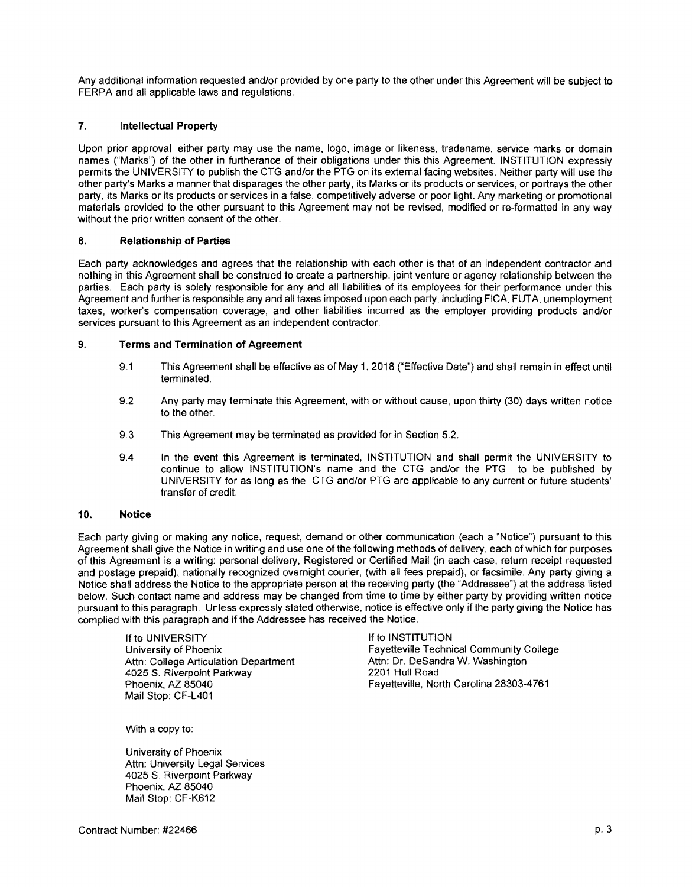Any additional information requested and/or provided by one party to the other under this Agreement will be subject to FERPA and all applicable laws and regulations.

## 7. Intellectual Property

Upon prior approval, either party may use the name, logo, image or likeness, tradename, service marks or domain names ("Marks") of the other in furtherance of their obligations under this this Agreement. INSTITUTION expressly permits the UNIVERSITY to publish the CTG and/or the PTG on its external facing websites. Neither party will use the other party's Marks a manner that disparages the other party, its Marks or its products or services, or portrays the other party, its Marks or its products or services in a false, competitively adverse or poor light. Any marketing or promotional materials provided to the other pursuant to this Agreement may not be revised, modified or re-formatted in any way without the prior written consent of the other.

## 8. Relationship of Parties

Each party acknowledges and agrees that the relationship with each other is that of an independent contractor and nothing in this Agreement shall be construed to create a partnership, joint venture or agency relationship between the parties. Each party is solely responsible for any and all liabilities of its employees for their performance under this Agreement and further is responsible any and all taxes imposed upon each party, including FICA, FUTA, unemployment taxes, worker's compensation coverage, and other liabilities incurred as the employer providing products and/or services pursuant to this Agreement as an independent contractor.

## 9. Terms and Termination of Agreement

9.1 This Agreement shall be effective as of May 1, 2018 ("Effective Date") and shall remain in effect until terminated.

9.2 Any party may terminate this Agreement, with or without cause, upon thirty (30) days written notice to the other.

9.3 This Agreement may be terminated as provided for in Section 5.2.

9.4 In the event this Agreement is terminated, INSTITUTION and shall permit the UNIVERSITY to continue to allow INSTITUTION's name and the CTG and/or the PTG to be published by UNIVERSITY for as long as the CTG and/or PTG are applicable to any current or future students' transfer of credit.

## 10. Notice

Each party giving or making any notice, request, demand or other communication (each a "Notice") pursuant to this Agreement shall give the Notice in writing and use one of the following methods of delivery, each of which for purposes of this Agreement is a writing: personal delivery, Registered or Certified Mail (in each case, return receipt requested and postage prepaid), nationally recognized overnight courier, (with all fees prepaid), or facsimile. Any party giving a Notice shall address the Notice to the appropriate person at the receiving party (the "Addressee") at the address listed below. Such contact name and address may be changed from time to time by either party by providing written notice pursuant to this paragraph. Unless expressly stated otherwise, notice is effective only if the party giving the Notice has complied with this paragraph and if the Addressee has received the Notice.

If to UNIVERSITY
University of Phoenix
Attn: College Articulation Department
4025 S. Riverpoint Parkway
Phoenix, AZ 85040
Mail Stop: CF-L401

If to INSTITUTION
Fayetteville Technical Community College
Attn: Dr. DeSandra W. Washington
2201 Hull Road
Fayetteville, North Carolina 28303-4761

With a copy to:

University of Phoenix
Attn: University Legal Services
4025 S. Riverpoint Parkway
Phoenix, AZ 85040
Mail Stop: CF-K612

Contract Number: #22466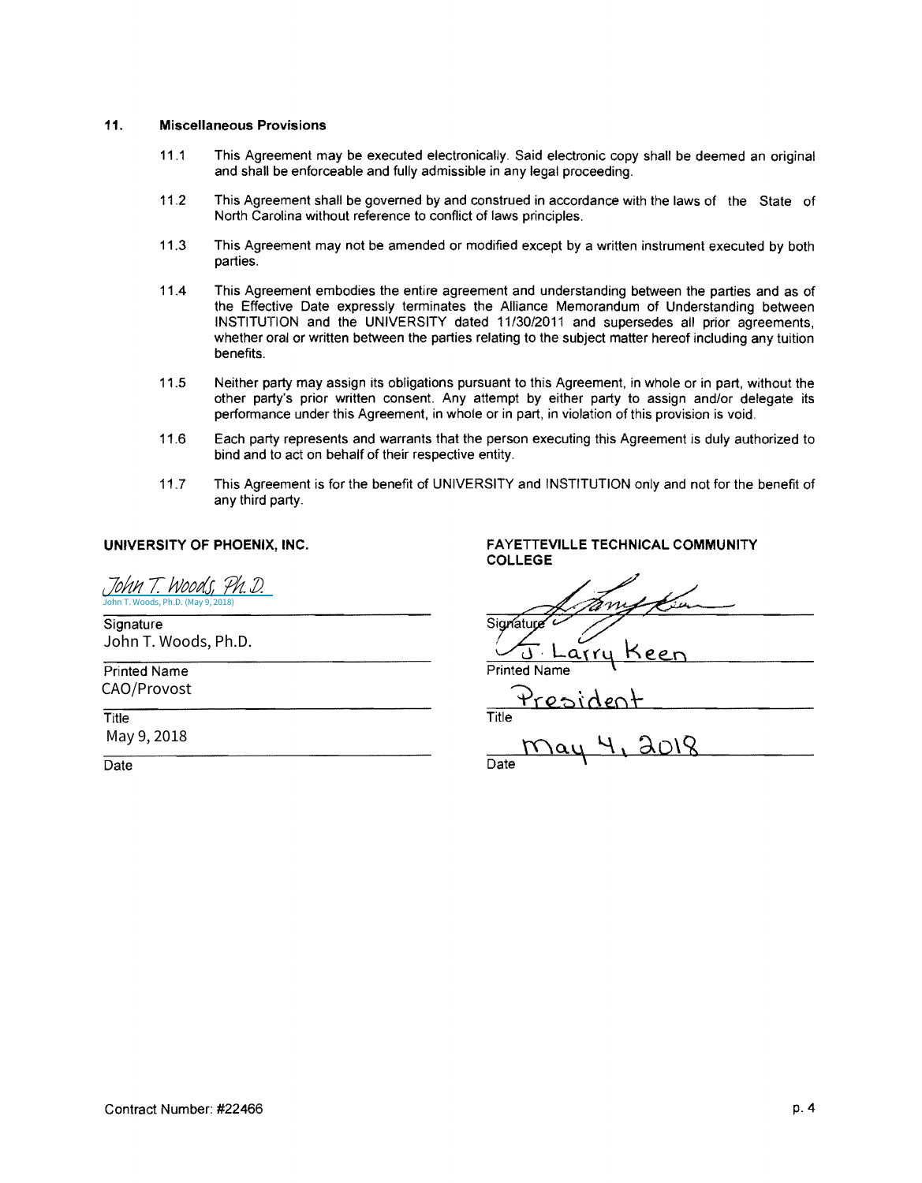## 11. Miscellaneous Provisions

11.1 This Agreement may be executed electronically. Said electronic copy shall be deemed an original and shall be enforceable and fully admissible in any legal proceeding.

11.2 This Agreement shall be governed by and construed in accordance with the laws of the State of North Carolina without reference to conflict of laws principles.

11.3 This Agreement may not be amended or modified except by a written instrument executed by both parties.

11.4 This Agreement embodies the entire agreement and understanding between the parties and as of the Effective Date expressly terminates the Alliance Memorandum of Understanding between INSTITUTION and the UNIVERSITY dated 11/30/2011 and supersedes all prior agreements, whether oral or written between the parties relating to the subject matter hereof including any tuition benefits.

11.5 Neither party may assign its obligations pursuant to this Agreement, in whole or in part, without the other party's prior written consent. Any attempt by either party to assign and/or delegate its performance under this Agreement, in whole or in part, in violation of this provision is void.

11.6 Each party represents and warrants that the person executing this Agreement is duly authorized to bind and to act on behalf of their respective entity.

11.7 This Agreement is for the benefit of UNIVERSITY and INSTITUTION only and not for the benefit of any third party.

**UNIVERSITY OF PHOENIX, INC.**

*John T. Woods, Ph.D.*
John T. Woods, Ph.D. (May 9, 2018)

Signature
John T. Woods, Ph.D.

Printed Name
CAO/Provost

Title
May 9, 2018

Date

**FAYETTEVILLE TECHNICAL COMMUNITY COLLEGE**

[signature]

Signature
J. Larry Keen

Printed Name
President

Title
May 4, 2018

Date

Contract Number: #22466